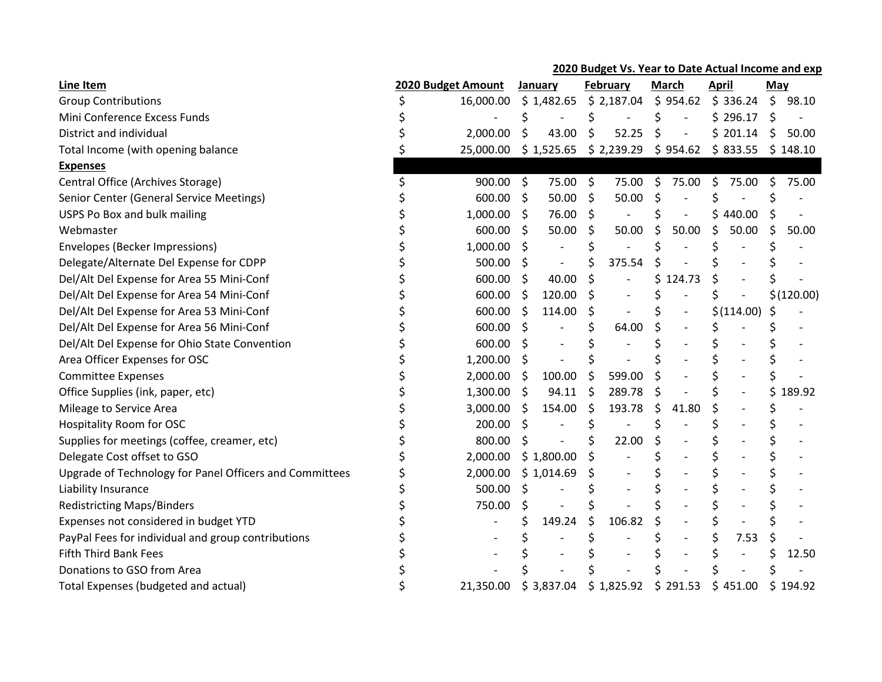**2020 Budget Vs. Year to Date Actual Income and exp**

| Line Item | 2020 Budget Amount | January | February | March | April | May |
|---|---|---|---|---|---|---|
| Group Contributions | $ 16,000.00 | $ 1,482.65 | $ 2,187.04 | $ 954.62 | $ 336.24 | $ 98.10 |
| Mini Conference Excess Funds | $ - | $ - | $ - | $ - | $ 296.17 | $ - |
| District and individual | $ 2,000.00 | $ 43.00 | $ 52.25 | $ - | $ 201.14 | $ 50.00 |
| Total Income (with opening balance | $ 25,000.00 | $ 1,525.65 | $ 2,239.29 | $ 954.62 | $ 833.55 | $ 148.10 |
| **Expenses** | | | | | | |
| Central Office (Archives Storage) | $ 900.00 | $ 75.00 | $ 75.00 | $ 75.00 | $ 75.00 | $ 75.00 |
| Senior Center (General Service Meetings) | $ 600.00 | $ 50.00 | $ 50.00 | $ - | $ - | $ - |
| USPS Po Box and bulk mailing | $ 1,000.00 | $ 76.00 | $ - | $ - | $ 440.00 | $ - |
| Webmaster | $ 600.00 | $ 50.00 | $ 50.00 | $ 50.00 | $ 50.00 | $ 50.00 |
| Envelopes (Becker Impressions) | $ 1,000.00 | $ - | $ - | $ - | $ - | $ - |
| Delegate/Alternate Del Expense for CDPP | $ 500.00 | $ - | $ 375.54 | $ - | $ - | $ - |
| Del/Alt Del Expense for Area 55 Mini-Conf | $ 600.00 | $ 40.00 | $ - | $ 124.73 | $ - | $ - |
| Del/Alt Del Expense for Area 54 Mini-Conf | $ 600.00 | $ 120.00 | $ - | $ - | $ - | $ (120.00) |
| Del/Alt Del Expense for Area 53 Mini-Conf | $ 600.00 | $ 114.00 | $ - | $ - | $ (114.00) | $ - |
| Del/Alt Del Expense for Area 56 Mini-Conf | $ 600.00 | $ - | $ 64.00 | $ - | $ - | $ - |
| Del/Alt Del Expense for Ohio State Convention | $ 600.00 | $ - | $ - | $ - | $ - | $ - |
| Area Officer Expenses for OSC | $ 1,200.00 | $ - | $ - | $ - | $ - | $ - |
| Committee Expenses | $ 2,000.00 | $ 100.00 | $ 599.00 | $ - | $ - | $ - |
| Office Supplies (ink, paper, etc) | $ 1,300.00 | $ 94.11 | $ 289.78 | $ - | $ - | $ 189.92 |
| Mileage to Service Area | $ 3,000.00 | $ 154.00 | $ 193.78 | $ 41.80 | $ - | $ - |
| Hospitality Room for OSC | $ 200.00 | $ - | $ - | $ - | $ - | $ - |
| Supplies for meetings (coffee, creamer, etc) | $ 800.00 | $ - | $ 22.00 | $ - | $ - | $ - |
| Delegate Cost offset to GSO | $ 2,000.00 | $ 1,800.00 | $ - | $ - | $ - | $ - |
| Upgrade of Technology for Panel Officers and Committees | $ 2,000.00 | $ 1,014.69 | $ - | $ - | $ - | $ - |
| Liability Insurance | $ 500.00 | $ - | $ - | $ - | $ - | $ - |
| Redistricting Maps/Binders | $ 750.00 | $ - | $ - | $ - | $ - | $ - |
| Expenses not considered in budget YTD | $ - | $ 149.24 | $ 106.82 | $ - | $ - | $ - |
| PayPal Fees for individual and group contributions | $ - | $ - | $ - | $ - | $ 7.53 | $ - |
| Fifth Third Bank Fees | $ - | $ - | $ - | $ - | $ - | $ 12.50 |
| Donations to GSO from Area | $ - | $ - | $ - | $ - | $ - | $ - |
| Total Expenses (budgeted and actual) | $ 21,350.00 | $ 3,837.04 | $ 1,825.92 | $ 291.53 | $ 451.00 | $ 194.92 |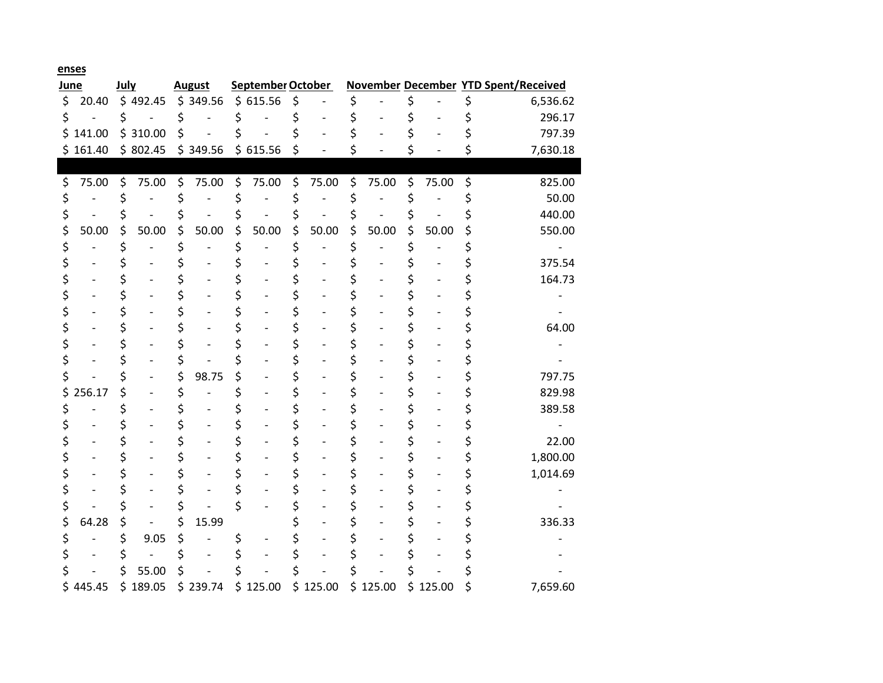**enses**

| June | July | August | September | October | November | December | YTD Spent/Received |
|---|---|---|---|---|---|---|---|
| $ 20.40 | $ 492.45 | $ 349.56 | $ 615.56 | $ - | $ - | $ - | $ 6,536.62 |
| $ - | $ - | $ - | $ - | $ - | $ - | $ - | $ 296.17 |
| $ 141.00 | $ 310.00 | $ - | $ - | $ - | $ - | $ - | $ 797.39 |
| $ 161.40 | $ 802.45 | $ 349.56 | $ 615.56 | $ - | $ - | $ - | $ 7,630.18 |
| | | | | | | | |
| $ 75.00 | $ 75.00 | $ 75.00 | $ 75.00 | $ 75.00 | $ 75.00 | $ 75.00 | $ 825.00 |
| $ - | $ - | $ - | $ - | $ - | $ - | $ - | $ 50.00 |
| $ - | $ - | $ - | $ - | $ - | $ - | $ - | $ 440.00 |
| $ 50.00 | $ 50.00 | $ 50.00 | $ 50.00 | $ 50.00 | $ 50.00 | $ 50.00 | $ 550.00 |
| $ - | $ - | $ - | $ - | $ - | $ - | $ - | $ - |
| $ - | $ - | $ - | $ - | $ - | $ - | $ - | $ 375.54 |
| $ - | $ - | $ - | $ - | $ - | $ - | $ - | $ 164.73 |
| $ - | $ - | $ - | $ - | $ - | $ - | $ - | $ - |
| $ - | $ - | $ - | $ - | $ - | $ - | $ - | $ - |
| $ - | $ - | $ - | $ - | $ - | $ - | $ - | $ 64.00 |
| $ - | $ - | $ - | $ - | $ - | $ - | $ - | $ - |
| $ - | $ - | $ - | $ - | $ - | $ - | $ - | $ - |
| $ - | $ - | $ 98.75 | $ - | $ - | $ - | $ - | $ 797.75 |
| $ 256.17 | $ - | $ - | $ - | $ - | $ - | $ - | $ 829.98 |
| $ - | $ - | $ - | $ - | $ - | $ - | $ - | $ 389.58 |
| $ - | $ - | $ - | $ - | $ - | $ - | $ - | $ - |
| $ - | $ - | $ - | $ - | $ - | $ - | $ - | $ 22.00 |
| $ - | $ - | $ - | $ - | $ - | $ - | $ - | $ 1,800.00 |
| $ - | $ - | $ - | $ - | $ - | $ - | $ - | $ 1,014.69 |
| $ - | $ - | $ - | $ - | $ - | $ - | $ - | $ - |
| $ - | $ - | $ - | $ - | $ - | $ - | $ - | $ - |
| $ 64.28 | $ - | $ 15.99 | | $ - | $ - | $ - | $ 336.33 |
| $ - | $ 9.05 | $ - | $ - | $ - | $ - | $ - | $ - |
| $ - | $ - | $ - | $ - | $ - | $ - | $ - | $ - |
| $ - | $ 55.00 | $ - | $ - | $ - | $ - | $ - | $ - |
| $ 445.45 | $ 189.05 | $ 239.74 | $ 125.00 | $ 125.00 | $ 125.00 | $ 125.00 | $ 7,659.60 |